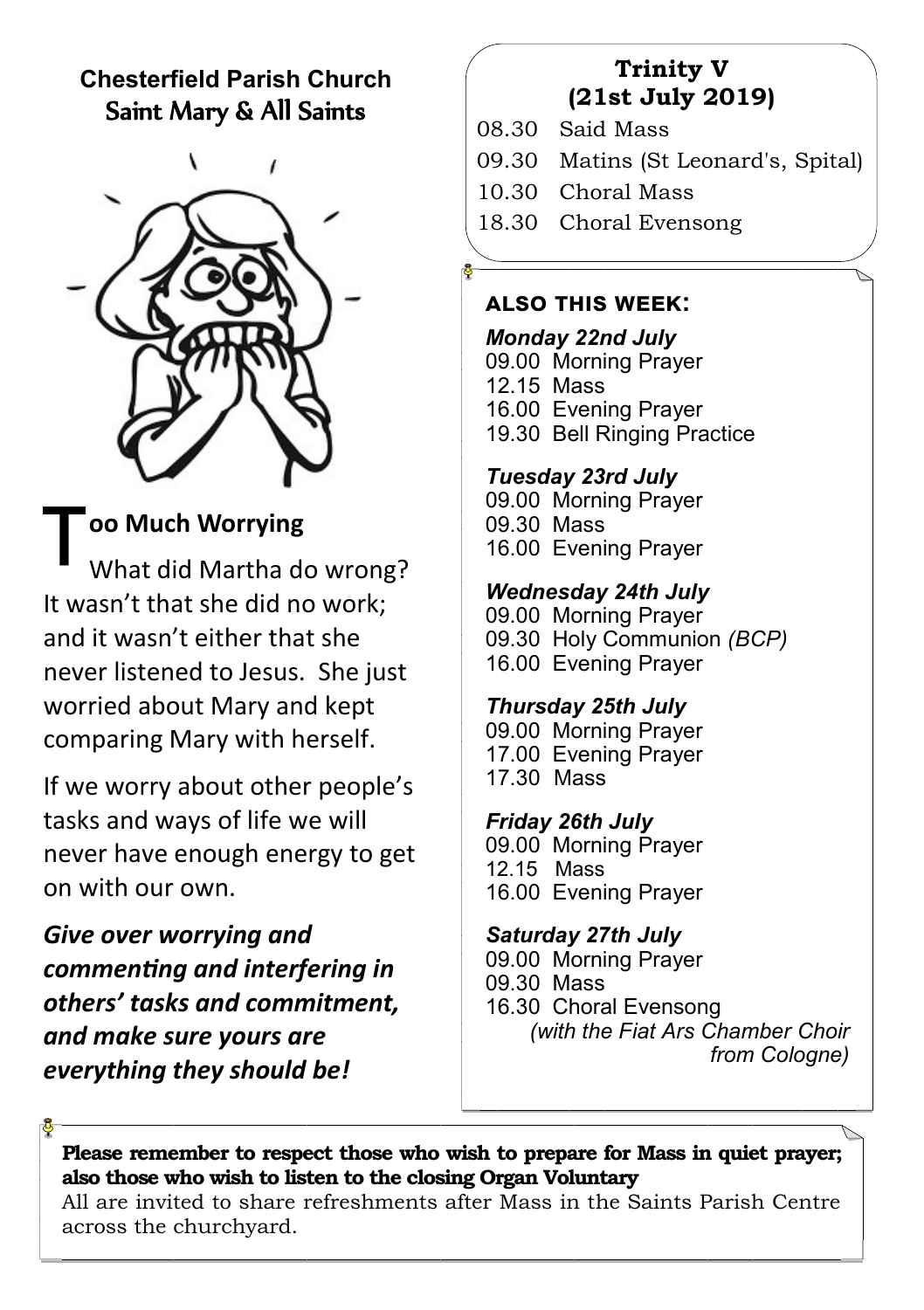# Chesterfield Parish Church
## Saint Mary & All Saints

## Too Much Worrying

What did Martha do wrong? It wasn't that she did no work; and it wasn't either that she never listened to Jesus. She just worried about Mary and kept comparing Mary with herself.

If we worry about other people's tasks and ways of life we will never have enough energy to get on with our own.

***Give over worrying and commenting and interfering in others' tasks and commitment, and make sure yours are everything they should be!***

## Trinity V (21st July 2019)

08.30 Said Mass
09.30 Matins (St Leonard's, Spital)
10.30 Choral Mass
18.30 Choral Evensong

### ALSO THIS WEEK:

***Monday 22nd July***
09.00 Morning Prayer
12.15 Mass
16.00 Evening Prayer
19.30 Bell Ringing Practice

***Tuesday 23rd July***
09.00 Morning Prayer
09.30 Mass
16.00 Evening Prayer

***Wednesday 24th July***
09.00 Morning Prayer
09.30 Holy Communion *(BCP)*
16.00 Evening Prayer

***Thursday 25th July***
09.00 Morning Prayer
17.00 Evening Prayer
17.30 Mass

***Friday 26th July***
09.00 Morning Prayer
12.15 Mass
16.00 Evening Prayer

***Saturday 27th July***
09.00 Morning Prayer
09.30 Mass
16.30 Choral Evensong
*(with the Fiat Ars Chamber Choir from Cologne)*

**Please remember to respect those who wish to prepare for Mass in quiet prayer; also those who wish to listen to the closing Organ Voluntary**
All are invited to share refreshments after Mass in the Saints Parish Centre across the churchyard.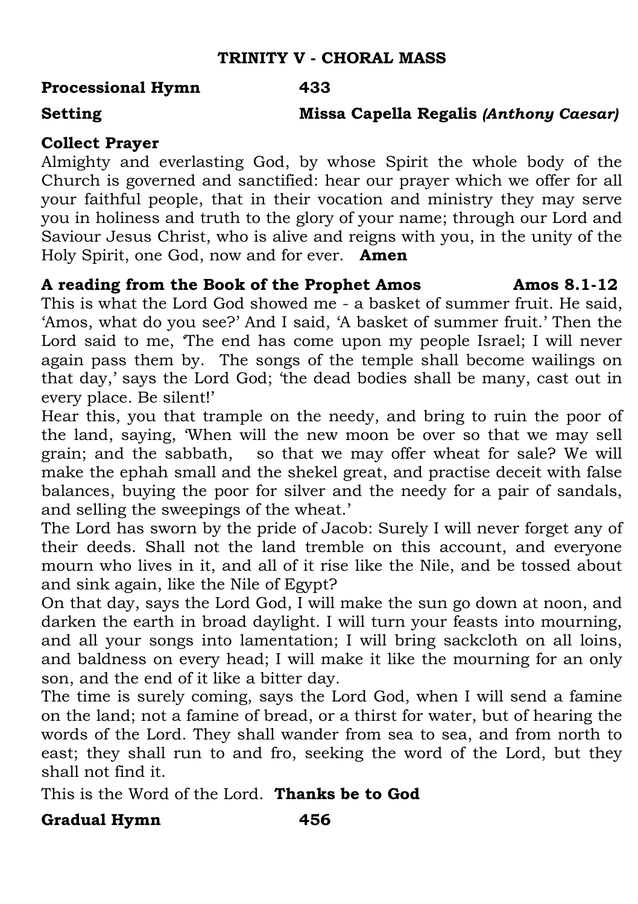**TRINITY V - CHORAL MASS**

**Processional Hymn** **433**

**Setting** **Missa Capella Regalis *(Anthony Caesar)***

**Collect Prayer**

Almighty and everlasting God, by whose Spirit the whole body of the Church is governed and sanctified: hear our prayer which we offer for all your faithful people, that in their vocation and ministry they may serve you in holiness and truth to the glory of your name; through our Lord and Saviour Jesus Christ, who is alive and reigns with you, in the unity of the Holy Spirit, one God, now and for ever. **Amen**

**A reading from the Book of the Prophet Amos** **Amos 8.1-12**

This is what the Lord God showed me - a basket of summer fruit. He said, 'Amos, what do you see?' And I said, 'A basket of summer fruit.' Then the Lord said to me, 'The end has come upon my people Israel; I will never again pass them by. The songs of the temple shall become wailings on that day,' says the Lord God; 'the dead bodies shall be many, cast out in every place. Be silent!'

Hear this, you that trample on the needy, and bring to ruin the poor of the land, saying, 'When will the new moon be over so that we may sell grain; and the sabbath, so that we may offer wheat for sale? We will make the ephah small and the shekel great, and practise deceit with false balances, buying the poor for silver and the needy for a pair of sandals, and selling the sweepings of the wheat.'

The Lord has sworn by the pride of Jacob: Surely I will never forget any of their deeds. Shall not the land tremble on this account, and everyone mourn who lives in it, and all of it rise like the Nile, and be tossed about and sink again, like the Nile of Egypt?

On that day, says the Lord God, I will make the sun go down at noon, and darken the earth in broad daylight. I will turn your feasts into mourning, and all your songs into lamentation; I will bring sackcloth on all loins, and baldness on every head; I will make it like the mourning for an only son, and the end of it like a bitter day.

The time is surely coming, says the Lord God, when I will send a famine on the land; not a famine of bread, or a thirst for water, but of hearing the words of the Lord. They shall wander from sea to sea, and from north to east; they shall run to and fro, seeking the word of the Lord, but they shall not find it.

This is the Word of the Lord. **Thanks be to God**

**Gradual Hymn** **456**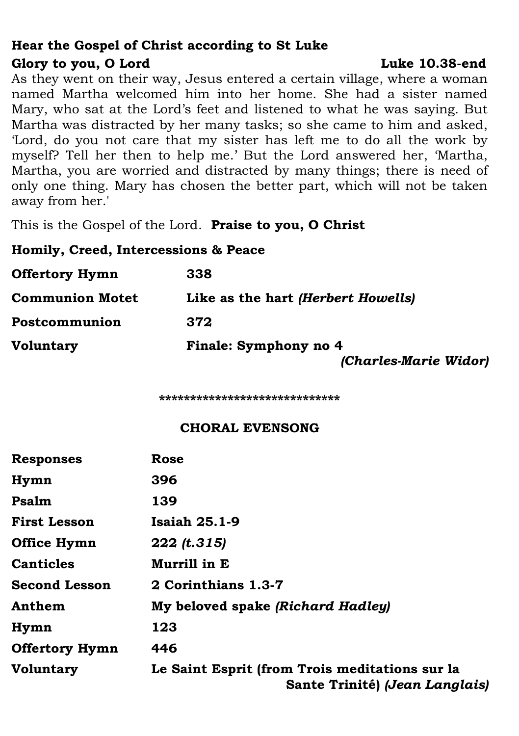**Hear the Gospel of Christ according to St Luke**

**Glory to you, O Lord** **Luke 10.38-end**

As they went on their way, Jesus entered a certain village, where a woman named Martha welcomed him into her home. She had a sister named Mary, who sat at the Lord's feet and listened to what he was saying. But Martha was distracted by her many tasks; so she came to him and asked, 'Lord, do you not care that my sister has left me to do all the work by myself? Tell her then to help me.' But the Lord answered her, 'Martha, Martha, you are worried and distracted by many things; there is need of only one thing. Mary has chosen the better part, which will not be taken away from her.'

This is the Gospel of the Lord. **Praise to you, O Christ**

**Homily, Creed, Intercessions & Peace**

| | |
|---|---|
| **Offertory Hymn** | **338** |
| **Communion Motet** | **Like as the hart *(Herbert Howells)*** |
| **Postcommunion** | **372** |
| **Voluntary** | **Finale: Symphony no 4 *(Charles-Marie Widor)*** |

*****************************

## CHORAL EVENSONG

| | |
|---|---|
| **Responses** | **Rose** |
| **Hymn** | **396** |
| **Psalm** | **139** |
| **First Lesson** | **Isaiah 25.1-9** |
| **Office Hymn** | **222 *(t.315)*** |
| **Canticles** | **Murrill in E** |
| **Second Lesson** | **2 Corinthians 1.3-7** |
| **Anthem** | **My beloved spake *(Richard Hadley)*** |
| **Hymn** | **123** |
| **Offertory Hymn** | **446** |
| **Voluntary** | **Le Saint Esprit (from Trois meditations sur la Sante Trinité) *(Jean Langlais)*** |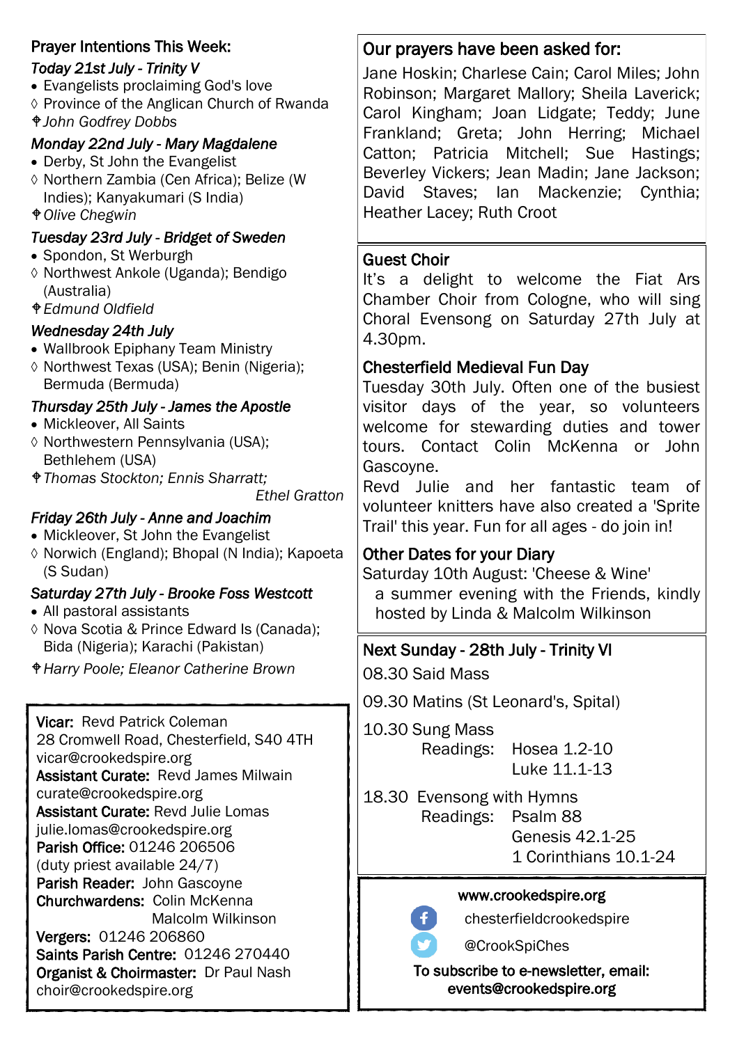## Prayer Intentions This Week:

### *Today 21st July - Trinity V*

- Evangelists proclaiming God's love
- ◊ Province of the Anglican Church of Rwanda
- ✟ *John Godfrey Dobbs*

### *Monday 22nd July - Mary Magdalene*

- Derby, St John the Evangelist
- ◊ Northern Zambia (Cen Africa); Belize (W Indies); Kanyakumari (S India)
- ✟ *Olive Chegwin*

### *Tuesday 23rd July - Bridget of Sweden*

- Spondon, St Werburgh
- ◊ Northwest Ankole (Uganda); Bendigo (Australia)
- ✟ *Edmund Oldfield*

### *Wednesday 24th July*

- Wallbrook Epiphany Team Ministry
- ◊ Northwest Texas (USA); Benin (Nigeria); Bermuda (Bermuda)

### *Thursday 25th July - James the Apostle*

- Mickleover, All Saints
- ◊ Northwestern Pennsylvania (USA); Bethlehem (USA)
- ✟ *Thomas Stockton; Ennis Sharratt; Ethel Gratton*

### *Friday 26th July - Anne and Joachim*

- Mickleover, St John the Evangelist
- ◊ Norwich (England); Bhopal (N India); Kapoeta (S Sudan)

### *Saturday 27th July - Brooke Foss Westcott*

- All pastoral assistants
- ◊ Nova Scotia & Prince Edward Is (Canada); Bida (Nigeria); Karachi (Pakistan)
- ✟ *Harry Poole; Eleanor Catherine Brown*

**Vicar:** Revd Patrick Coleman
28 Cromwell Road, Chesterfield, S40 4TH
vicar@crookedspire.org
**Assistant Curate:** Revd James Milwain
curate@crookedspire.org
**Assistant Curate:** Revd Julie Lomas
julie.lomas@crookedspire.org
**Parish Office:** 01246 206506
(duty priest available 24/7)
**Parish Reader:** John Gascoyne
**Churchwardens:** Colin McKenna
Malcolm Wilkinson
**Vergers:** 01246 206860
**Saints Parish Centre:** 01246 270440
**Organist & Choirmaster:** Dr Paul Nash
choir@crookedspire.org

## Our prayers have been asked for:

Jane Hoskin; Charlese Cain; Carol Miles; John Robinson; Margaret Mallory; Sheila Laverick; Carol Kingham; Joan Lidgate; Teddy; June Frankland; Greta; John Herring; Michael Catton; Patricia Mitchell; Sue Hastings; Beverley Vickers; Jean Madin; Jane Jackson; David Staves; Ian Mackenzie; Cynthia; Heather Lacey; Ruth Croot

## Guest Choir

It's a delight to welcome the Fiat Ars Chamber Choir from Cologne, who will sing Choral Evensong on Saturday 27th July at 4.30pm.

## Chesterfield Medieval Fun Day

Tuesday 30th July. Often one of the busiest visitor days of the year, so volunteers welcome for stewarding duties and tower tours. Contact Colin McKenna or John Gascoyne.

Revd Julie and her fantastic team of volunteer knitters have also created a 'Sprite Trail' this year. Fun for all ages - do join in!

## Other Dates for your Diary

Saturday 10th August: 'Cheese & Wine'
a summer evening with the Friends, kindly hosted by Linda & Malcolm Wilkinson

## Next Sunday - 28th July - Trinity VI

08.30 Said Mass

09.30 Matins (St Leonard's, Spital)

10.30 Sung Mass
Readings: Hosea 1.2-10
Luke 11.1-13

18.30 Evensong with Hymns
Readings: Psalm 88
Genesis 42.1-25
1 Corinthians 10.1-24

**www.crookedspire.org**
chesterfieldcrookedspire
@CrookSpiChes
**To subscribe to e-newsletter, email: events@crookedspire.org**